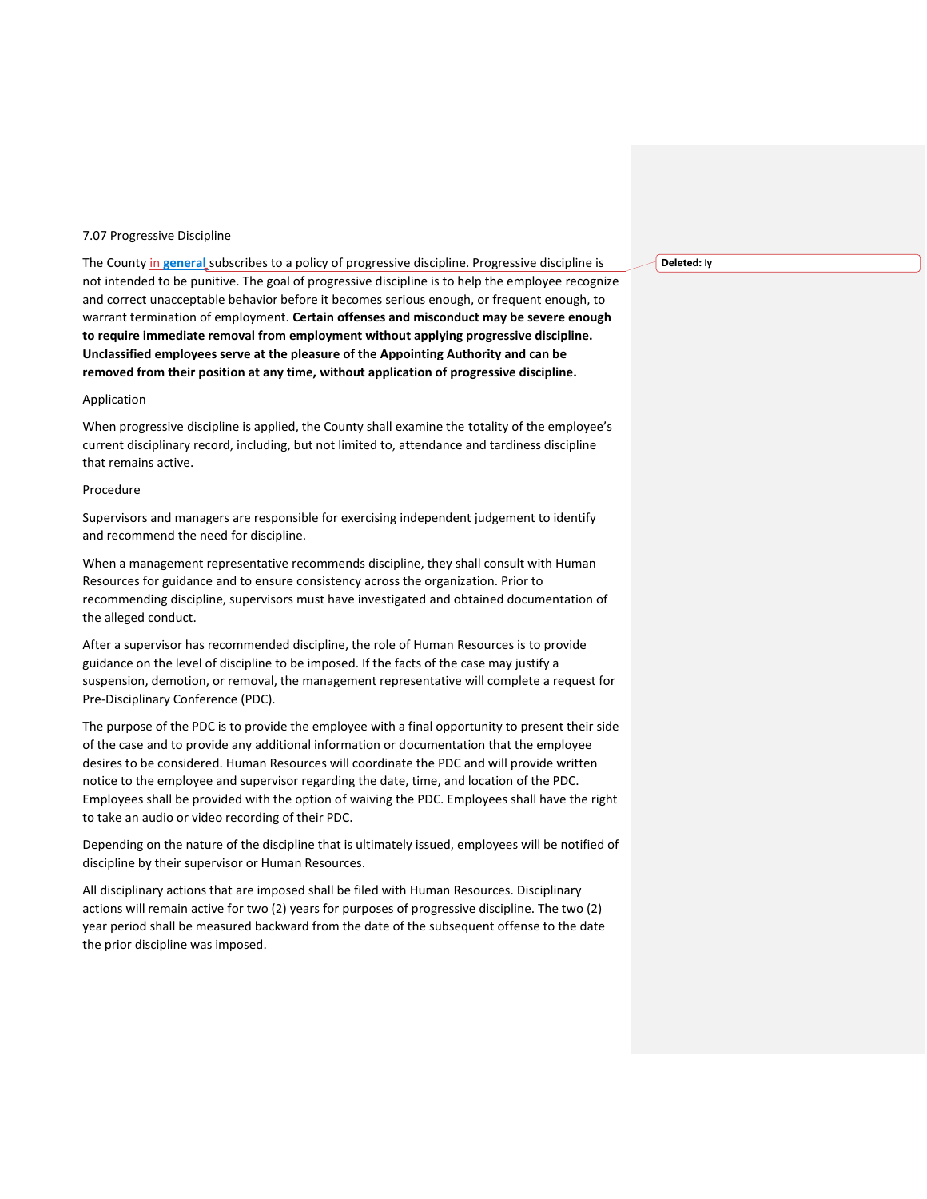## 7.07 Progressive Discipline

The County in **general** subscribes to a policy of progressive discipline. Progressive discipline is not intended to be punitive. The goal of progressive discipline is to help the employee recognize and correct unacceptable behavior before it becomes serious enough, or frequent enough, to warrant termination of employment. **Certain offenses and misconduct may be severe enough to require immediate removal from employment without applying progressive discipline. Unclassified employees serve at the pleasure of the Appointing Authority and can be removed from their position at any time, without application of progressive discipline.**

Deleted: ly

### Application

When progressive discipline is applied, the County shall examine the totality of the employee's current disciplinary record, including, but not limited to, attendance and tardiness discipline that remains active.

### Procedure

Supervisors and managers are responsible for exercising independent judgement to identify and recommend the need for discipline.

When a management representative recommends discipline, they shall consult with Human Resources for guidance and to ensure consistency across the organization. Prior to recommending discipline, supervisors must have investigated and obtained documentation of the alleged conduct.

After a supervisor has recommended discipline, the role of Human Resources is to provide guidance on the level of discipline to be imposed. If the facts of the case may justify a suspension, demotion, or removal, the management representative will complete a request for Pre-Disciplinary Conference (PDC).

The purpose of the PDC is to provide the employee with a final opportunity to present their side of the case and to provide any additional information or documentation that the employee desires to be considered. Human Resources will coordinate the PDC and will provide written notice to the employee and supervisor regarding the date, time, and location of the PDC. Employees shall be provided with the option of waiving the PDC. Employees shall have the right to take an audio or video recording of their PDC.

Depending on the nature of the discipline that is ultimately issued, employees will be notified of discipline by their supervisor or Human Resources.

All disciplinary actions that are imposed shall be filed with Human Resources. Disciplinary actions will remain active for two (2) years for purposes of progressive discipline. The two (2) year period shall be measured backward from the date of the subsequent offense to the date the prior discipline was imposed.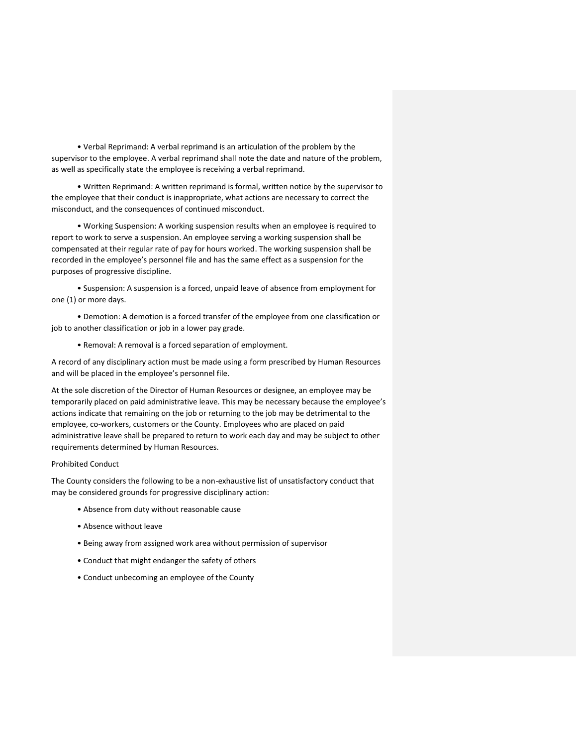- Verbal Reprimand: A verbal reprimand is an articulation of the problem by the supervisor to the employee. A verbal reprimand shall note the date and nature of the problem, as well as specifically state the employee is receiving a verbal reprimand.

- Written Reprimand: A written reprimand is formal, written notice by the supervisor to the employee that their conduct is inappropriate, what actions are necessary to correct the misconduct, and the consequences of continued misconduct.

- Working Suspension: A working suspension results when an employee is required to report to work to serve a suspension. An employee serving a working suspension shall be compensated at their regular rate of pay for hours worked. The working suspension shall be recorded in the employee's personnel file and has the same effect as a suspension for the purposes of progressive discipline.

- Suspension: A suspension is a forced, unpaid leave of absence from employment for one (1) or more days.

- Demotion: A demotion is a forced transfer of the employee from one classification or job to another classification or job in a lower pay grade.

- Removal: A removal is a forced separation of employment.

A record of any disciplinary action must be made using a form prescribed by Human Resources and will be placed in the employee's personnel file.

At the sole discretion of the Director of Human Resources or designee, an employee may be temporarily placed on paid administrative leave. This may be necessary because the employee's actions indicate that remaining on the job or returning to the job may be detrimental to the employee, co-workers, customers or the County. Employees who are placed on paid administrative leave shall be prepared to return to work each day and may be subject to other requirements determined by Human Resources.

Prohibited Conduct

The County considers the following to be a non-exhaustive list of unsatisfactory conduct that may be considered grounds for progressive disciplinary action:

- Absence from duty without reasonable cause
- Absence without leave
- Being away from assigned work area without permission of supervisor
- Conduct that might endanger the safety of others
- Conduct unbecoming an employee of the County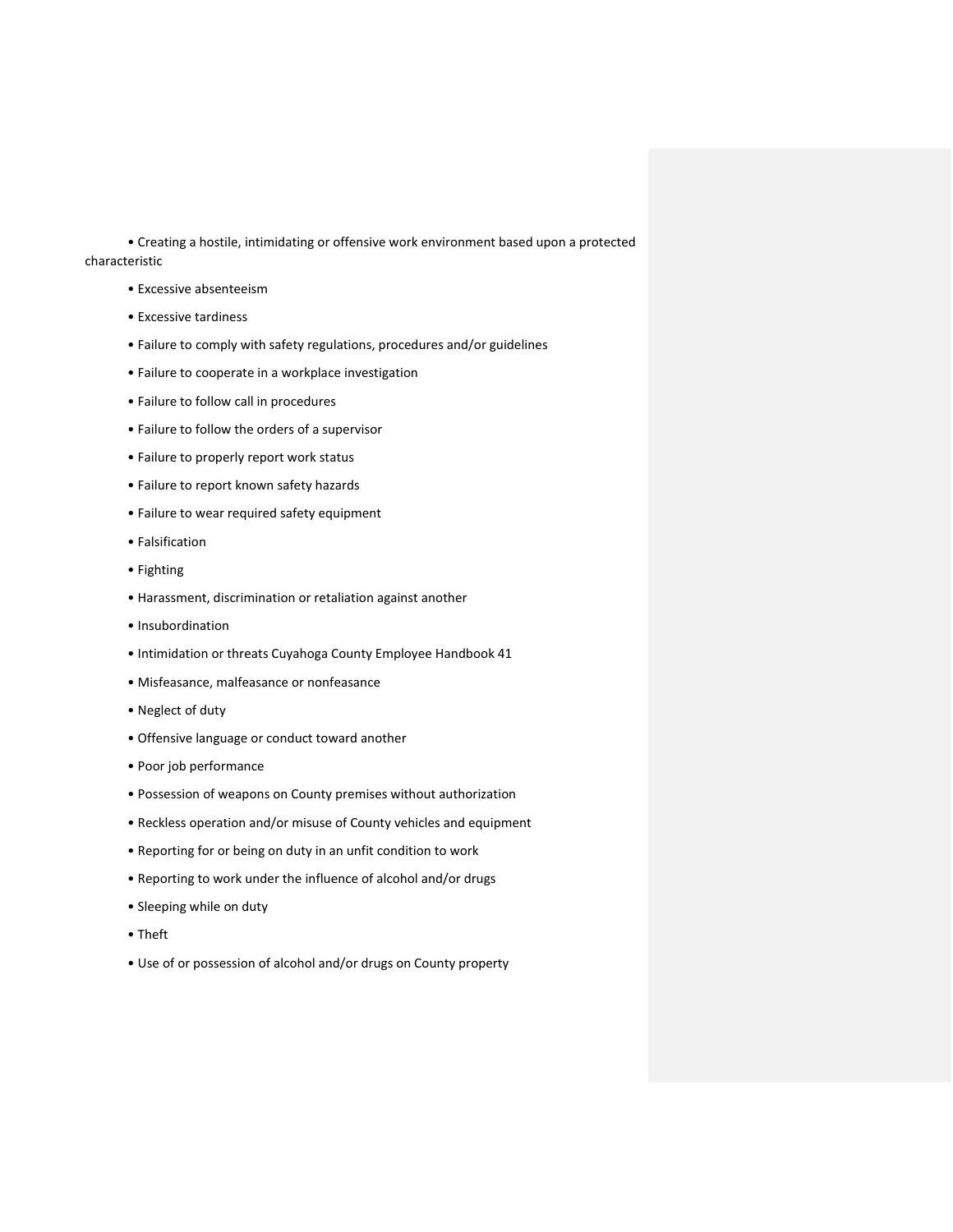- Creating a hostile, intimidating or offensive work environment based upon a protected characteristic
- Excessive absenteeism
- Excessive tardiness
- Failure to comply with safety regulations, procedures and/or guidelines
- Failure to cooperate in a workplace investigation
- Failure to follow call in procedures
- Failure to follow the orders of a supervisor
- Failure to properly report work status
- Failure to report known safety hazards
- Failure to wear required safety equipment
- Falsification
- Fighting
- Harassment, discrimination or retaliation against another
- Insubordination
- Intimidation or threats
- Misfeasance, malfeasance or nonfeasance
- Neglect of duty
- Offensive language or conduct toward another
- Poor job performance
- Possession of weapons on County premises without authorization
- Reckless operation and/or misuse of County vehicles and equipment
- Reporting for or being on duty in an unfit condition to work
- Reporting to work under the influence of alcohol and/or drugs
- Sleeping while on duty
- Theft
- Use of or possession of alcohol and/or drugs on County property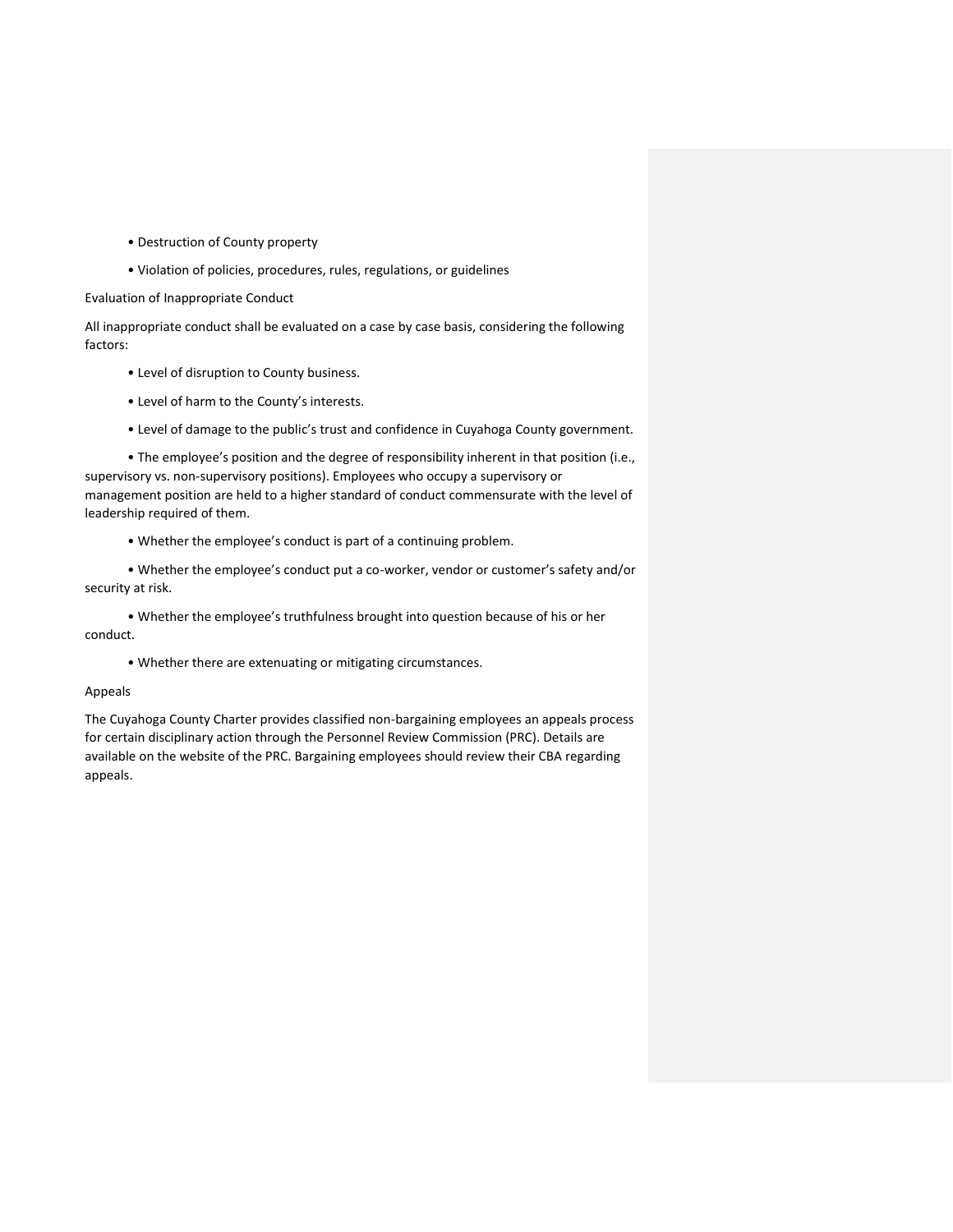- Destruction of County property
- Violation of policies, procedures, rules, regulations, or guidelines

Evaluation of Inappropriate Conduct

All inappropriate conduct shall be evaluated on a case by case basis, considering the following factors:

- Level of disruption to County business.
- Level of harm to the County's interests.
- Level of damage to the public's trust and confidence in Cuyahoga County government.
- The employee's position and the degree of responsibility inherent in that position (i.e., supervisory vs. non-supervisory positions). Employees who occupy a supervisory or management position are held to a higher standard of conduct commensurate with the level of leadership required of them.
- Whether the employee's conduct is part of a continuing problem.
- Whether the employee's conduct put a co-worker, vendor or customer's safety and/or security at risk.
- Whether the employee's truthfulness brought into question because of his or her conduct.
- Whether there are extenuating or mitigating circumstances.

Appeals

The Cuyahoga County Charter provides classified non-bargaining employees an appeals process for certain disciplinary action through the Personnel Review Commission (PRC). Details are available on the website of the PRC. Bargaining employees should review their CBA regarding appeals.